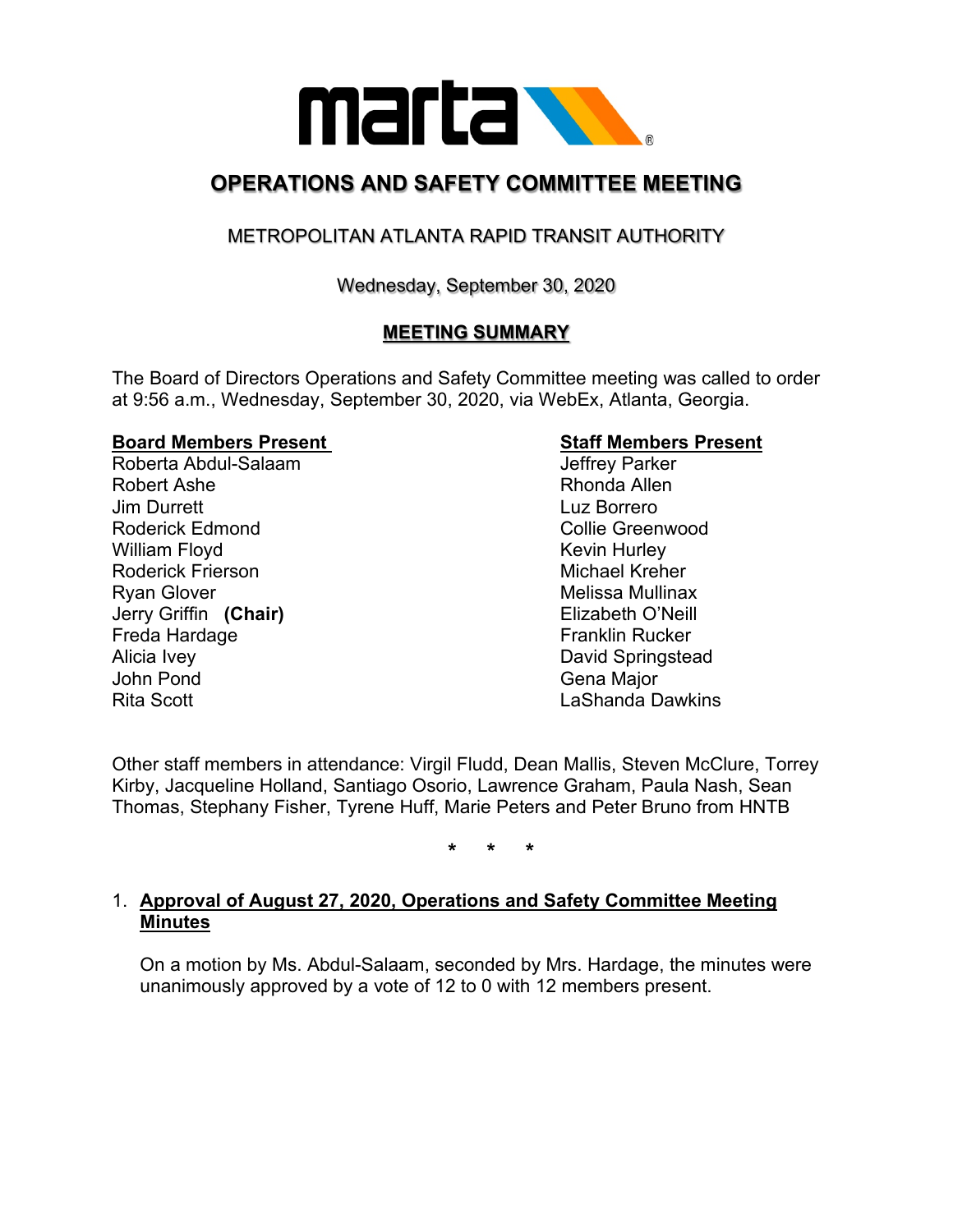# OPERATIONS AND SAFETY COMMITTEE MEETING

METROPOLITAN ATLANTA RAPID TRANSIT AUTHORITY

Wednesday, September 30, 2020

## MEETING SUMMARY

The Board of Directors Operations and Safety Committee meeting was called to order at 9:56 a.m., Wednesday, September 30, 2020, via WebEx, Atlanta, Georgia.

**Board Members Present**
Roberta Abdul-Salaam
Robert Ashe
Jim Durrett
Roderick Edmond
William Floyd
Roderick Frierson
Ryan Glover
Jerry Griffin **(Chair)**
Freda Hardage
Alicia Ivey
John Pond
Rita Scott

**Staff Members Present**
Jeffrey Parker
Rhonda Allen
Luz Borrero
Collie Greenwood
Kevin Hurley
Michael Kreher
Melissa Mullinax
Elizabeth O'Neill
Franklin Rucker
David Springstead
Gena Major
LaShanda Dawkins

Other staff members in attendance: Virgil Fludd, Dean Mallis, Steven McClure, Torrey Kirby, Jacqueline Holland, Santiago Osorio, Lawrence Graham, Paula Nash, Sean Thomas, Stephany Fisher, Tyrene Huff, Marie Peters and Peter Bruno from HNTB

\* \* \*

1. **Approval of August 27, 2020, Operations and Safety Committee Meeting Minutes**

   On a motion by Ms. Abdul-Salaam, seconded by Mrs. Hardage, the minutes were unanimously approved by a vote of 12 to 0 with 12 members present.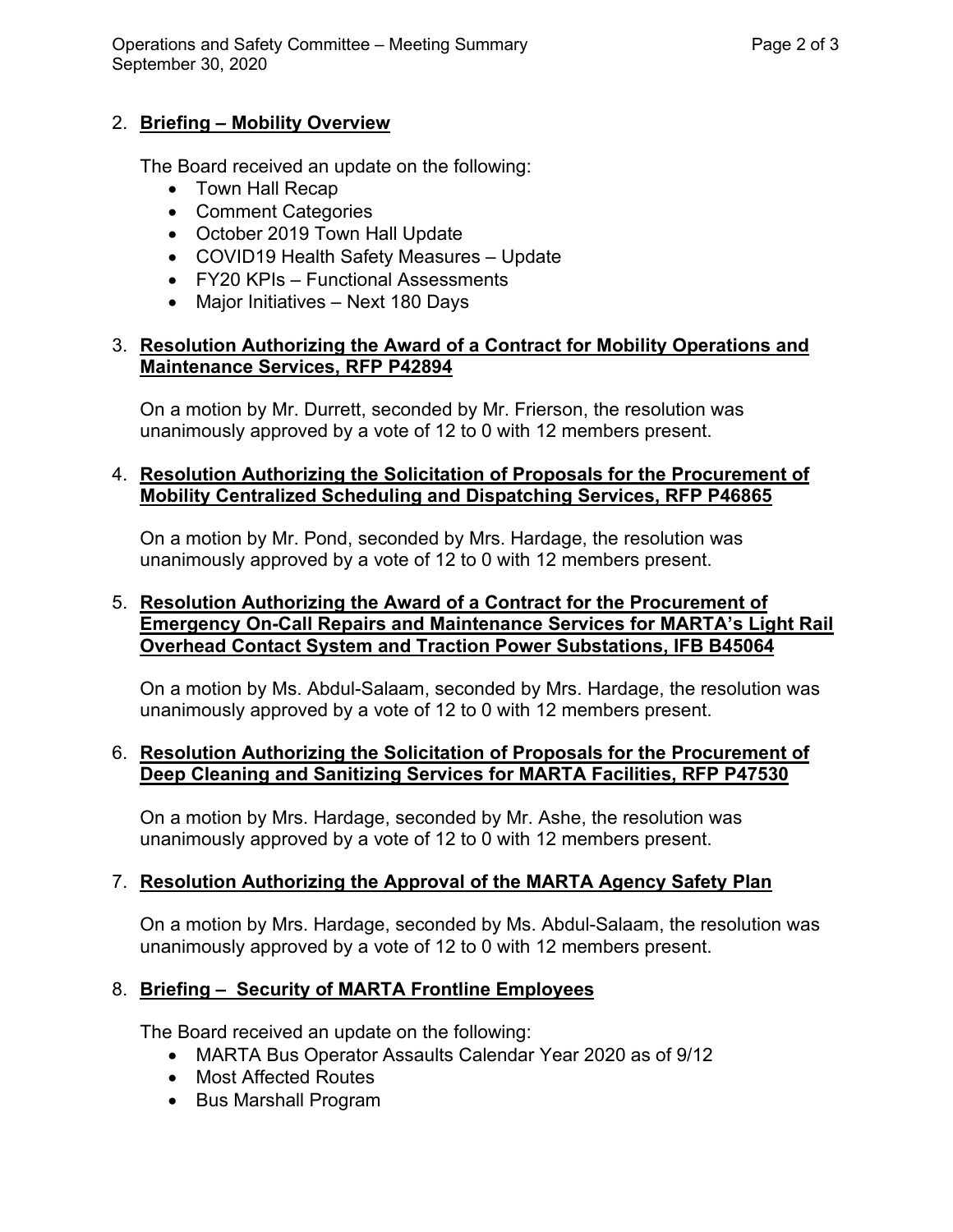2. **Briefing – Mobility Overview**

   The Board received an update on the following:
   - Town Hall Recap
   - Comment Categories
   - October 2019 Town Hall Update
   - COVID19 Health Safety Measures – Update
   - FY20 KPIs – Functional Assessments
   - Major Initiatives – Next 180 Days

3. **Resolution Authorizing the Award of a Contract for Mobility Operations and Maintenance Services, RFP P42894**

   On a motion by Mr. Durrett, seconded by Mr. Frierson, the resolution was unanimously approved by a vote of 12 to 0 with 12 members present.

4. **Resolution Authorizing the Solicitation of Proposals for the Procurement of Mobility Centralized Scheduling and Dispatching Services, RFP P46865**

   On a motion by Mr. Pond, seconded by Mrs. Hardage, the resolution was unanimously approved by a vote of 12 to 0 with 12 members present.

5. **Resolution Authorizing the Award of a Contract for the Procurement of Emergency On-Call Repairs and Maintenance Services for MARTA's Light Rail Overhead Contact System and Traction Power Substations, IFB B45064**

   On a motion by Ms. Abdul-Salaam, seconded by Mrs. Hardage, the resolution was unanimously approved by a vote of 12 to 0 with 12 members present.

6. **Resolution Authorizing the Solicitation of Proposals for the Procurement of Deep Cleaning and Sanitizing Services for MARTA Facilities, RFP P47530**

   On a motion by Mrs. Hardage, seconded by Mr. Ashe, the resolution was unanimously approved by a vote of 12 to 0 with 12 members present.

7. **Resolution Authorizing the Approval of the MARTA Agency Safety Plan**

   On a motion by Mrs. Hardage, seconded by Ms. Abdul-Salaam, the resolution was unanimously approved by a vote of 12 to 0 with 12 members present.

8. **Briefing – Security of MARTA Frontline Employees**

   The Board received an update on the following:
   - MARTA Bus Operator Assaults Calendar Year 2020 as of 9/12
   - Most Affected Routes
   - Bus Marshall Program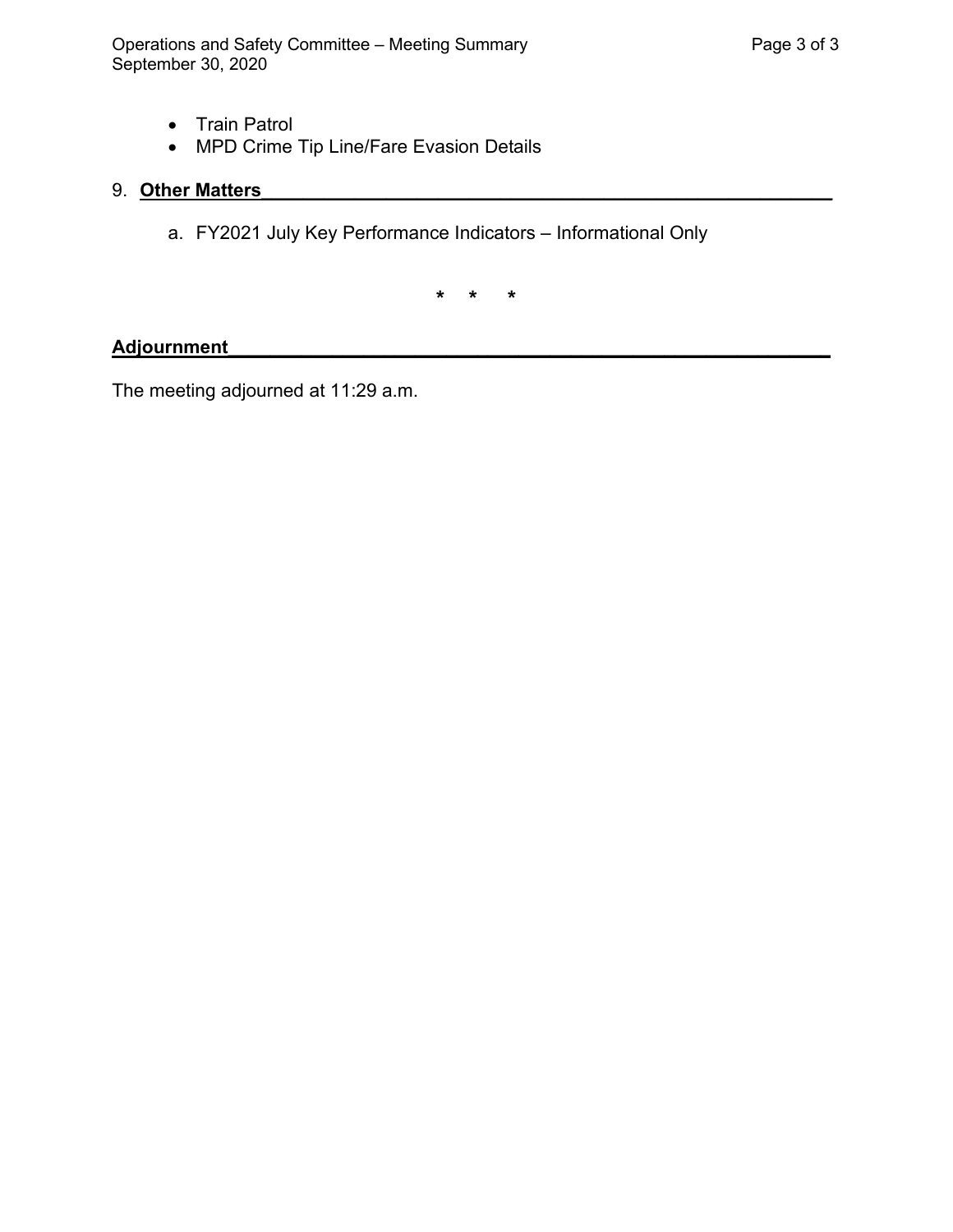- Train Patrol
- MPD Crime Tip Line/Fare Evasion Details

9. **Other Matters**

   a. FY2021 July Key Performance Indicators – Informational Only

\* \* \*

**Adjournment**

The meeting adjourned at 11:29 a.m.